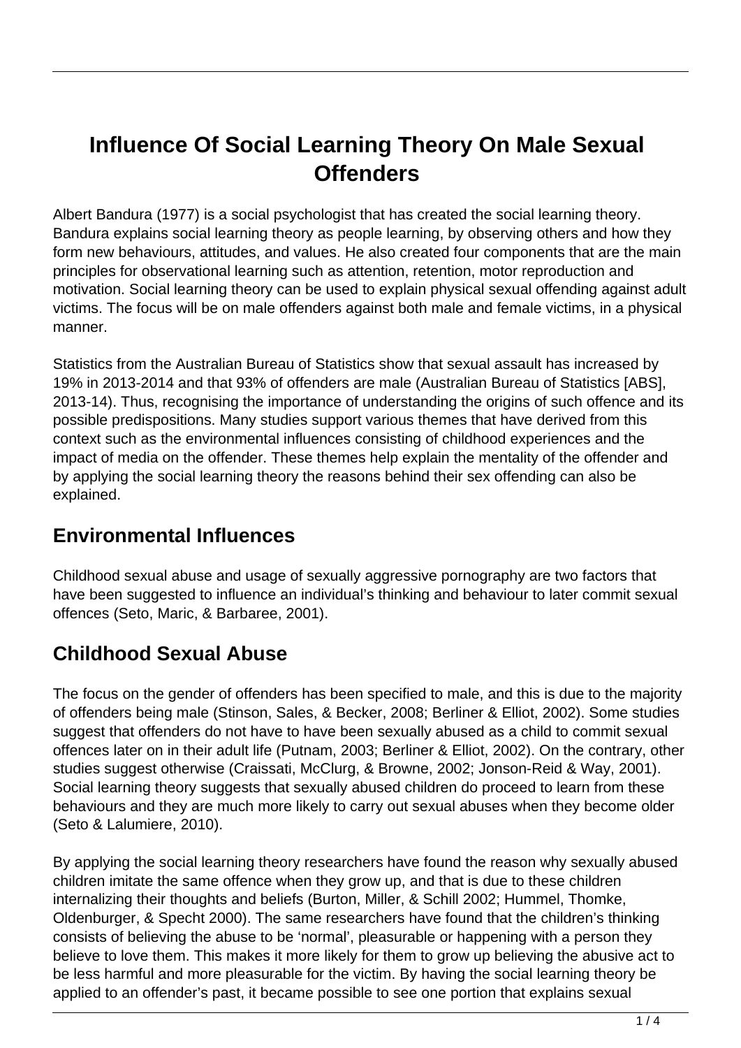# Influence Of Social Learning Theory On Male Sexual Offenders

Albert Bandura (1977) is a social psychologist that has created the social learning theory. Bandura explains social learning theory as people learning, by observing others and how they form new behaviours, attitudes, and values. He also created four components that are the main principles for observational learning such as attention, retention, motor reproduction and motivation. Social learning theory can be used to explain physical sexual offending against adult victims. The focus will be on male offenders against both male and female victims, in a physical manner.

Statistics from the Australian Bureau of Statistics show that sexual assault has increased by 19% in 2013-2014 and that 93% of offenders are male (Australian Bureau of Statistics [ABS], 2013-14). Thus, recognising the importance of understanding the origins of such offence and its possible predispositions. Many studies support various themes that have derived from this context such as the environmental influences consisting of childhood experiences and the impact of media on the offender. These themes help explain the mentality of the offender and by applying the social learning theory the reasons behind their sex offending can also be explained.

## Environmental Influences

Childhood sexual abuse and usage of sexually aggressive pornography are two factors that have been suggested to influence an individual's thinking and behaviour to later commit sexual offences (Seto, Maric, & Barbaree, 2001).

## Childhood Sexual Abuse

The focus on the gender of offenders has been specified to male, and this is due to the majority of offenders being male (Stinson, Sales, & Becker, 2008; Berliner & Elliot, 2002). Some studies suggest that offenders do not have to have been sexually abused as a child to commit sexual offences later on in their adult life (Putnam, 2003; Berliner & Elliot, 2002). On the contrary, other studies suggest otherwise (Craissati, McClurg, & Browne, 2002; Jonson-Reid & Way, 2001). Social learning theory suggests that sexually abused children do proceed to learn from these behaviours and they are much more likely to carry out sexual abuses when they become older (Seto & Lalumiere, 2010).

By applying the social learning theory researchers have found the reason why sexually abused children imitate the same offence when they grow up, and that is due to these children internalizing their thoughts and beliefs (Burton, Miller, & Schill 2002; Hummel, Thomke, Oldenburger, & Specht 2000). The same researchers have found that the children's thinking consists of believing the abuse to be 'normal', pleasurable or happening with a person they believe to love them. This makes it more likely for them to grow up believing the abusive act to be less harmful and more pleasurable for the victim. By having the social learning theory be applied to an offender's past, it became possible to see one portion that explains sexual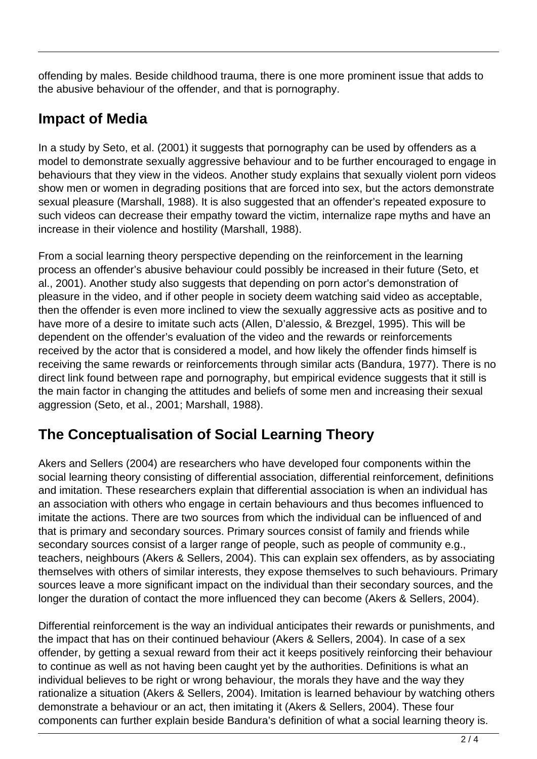offending by males. Beside childhood trauma, there is one more prominent issue that adds to the abusive behaviour of the offender, and that is pornography.

## Impact of Media

In a study by Seto, et al. (2001) it suggests that pornography can be used by offenders as a model to demonstrate sexually aggressive behaviour and to be further encouraged to engage in behaviours that they view in the videos. Another study explains that sexually violent porn videos show men or women in degrading positions that are forced into sex, but the actors demonstrate sexual pleasure (Marshall, 1988). It is also suggested that an offender's repeated exposure to such videos can decrease their empathy toward the victim, internalize rape myths and have an increase in their violence and hostility (Marshall, 1988).

From a social learning theory perspective depending on the reinforcement in the learning process an offender's abusive behaviour could possibly be increased in their future (Seto, et al., 2001). Another study also suggests that depending on porn actor's demonstration of pleasure in the video, and if other people in society deem watching said video as acceptable, then the offender is even more inclined to view the sexually aggressive acts as positive and to have more of a desire to imitate such acts (Allen, D'alessio, & Brezgel, 1995). This will be dependent on the offender's evaluation of the video and the rewards or reinforcements received by the actor that is considered a model, and how likely the offender finds himself is receiving the same rewards or reinforcements through similar acts (Bandura, 1977). There is no direct link found between rape and pornography, but empirical evidence suggests that it still is the main factor in changing the attitudes and beliefs of some men and increasing their sexual aggression (Seto, et al., 2001; Marshall, 1988).

## The Conceptualisation of Social Learning Theory

Akers and Sellers (2004) are researchers who have developed four components within the social learning theory consisting of differential association, differential reinforcement, definitions and imitation. These researchers explain that differential association is when an individual has an association with others who engage in certain behaviours and thus becomes influenced to imitate the actions. There are two sources from which the individual can be influenced of and that is primary and secondary sources. Primary sources consist of family and friends while secondary sources consist of a larger range of people, such as people of community e.g., teachers, neighbours (Akers & Sellers, 2004). This can explain sex offenders, as by associating themselves with others of similar interests, they expose themselves to such behaviours. Primary sources leave a more significant impact on the individual than their secondary sources, and the longer the duration of contact the more influenced they can become (Akers & Sellers, 2004).

Differential reinforcement is the way an individual anticipates their rewards or punishments, and the impact that has on their continued behaviour (Akers & Sellers, 2004). In case of a sex offender, by getting a sexual reward from their act it keeps positively reinforcing their behaviour to continue as well as not having been caught yet by the authorities. Definitions is what an individual believes to be right or wrong behaviour, the morals they have and the way they rationalize a situation (Akers & Sellers, 2004). Imitation is learned behaviour by watching others demonstrate a behaviour or an act, then imitating it (Akers & Sellers, 2004). These four components can further explain beside Bandura's definition of what a social learning theory is.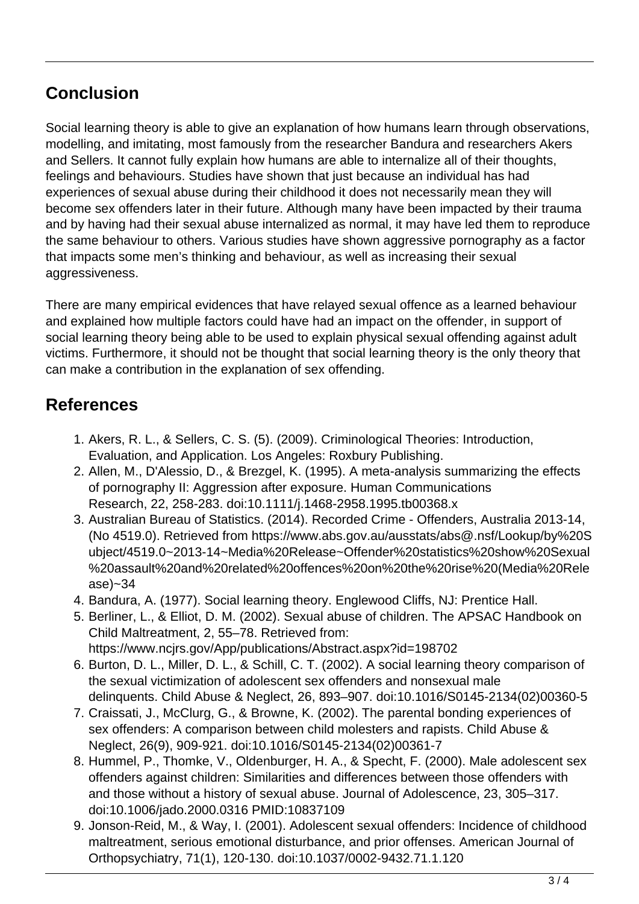## Conclusion

Social learning theory is able to give an explanation of how humans learn through observations, modelling, and imitating, most famously from the researcher Bandura and researchers Akers and Sellers. It cannot fully explain how humans are able to internalize all of their thoughts, feelings and behaviours. Studies have shown that just because an individual has had experiences of sexual abuse during their childhood it does not necessarily mean they will become sex offenders later in their future. Although many have been impacted by their trauma and by having had their sexual abuse internalized as normal, it may have led them to reproduce the same behaviour to others. Various studies have shown aggressive pornography as a factor that impacts some men's thinking and behaviour, as well as increasing their sexual aggressiveness.

There are many empirical evidences that have relayed sexual offence as a learned behaviour and explained how multiple factors could have had an impact on the offender, in support of social learning theory being able to be used to explain physical sexual offending against adult victims. Furthermore, it should not be thought that social learning theory is the only theory that can make a contribution in the explanation of sex offending.

## References

1. Akers, R. L., & Sellers, C. S. (5). (2009). Criminological Theories: Introduction, Evaluation, and Application. Los Angeles: Roxbury Publishing.
2. Allen, M., D'Alessio, D., & Brezgel, K. (1995). A meta-analysis summarizing the effects of pornography II: Aggression after exposure. Human Communications Research, 22, 258-283. doi:10.1111/j.1468-2958.1995.tb00368.x
3. Australian Bureau of Statistics. (2014). Recorded Crime - Offenders, Australia 2013-14, (No 4519.0). Retrieved from https://www.abs.gov.au/ausstats/abs@.nsf/Lookup/by%20Subject/4519.0~2013-14~Media%20Release~Offender%20statistics%20show%20Sexual%20assault%20and%20related%20offences%20on%20the%20rise%20(Media%20Release)~34
4. Bandura, A. (1977). Social learning theory. Englewood Cliffs, NJ: Prentice Hall.
5. Berliner, L., & Elliot, D. M. (2002). Sexual abuse of children. The APSAC Handbook on Child Maltreatment, 2, 55–78. Retrieved from: https://www.ncjrs.gov/App/publications/Abstract.aspx?id=198702
6. Burton, D. L., Miller, D. L., & Schill, C. T. (2002). A social learning theory comparison of the sexual victimization of adolescent sex offenders and nonsexual male delinquents. Child Abuse & Neglect, 26, 893–907. doi:10.1016/S0145-2134(02)00360-5
7. Craissati, J., McClurg, G., & Browne, K. (2002). The parental bonding experiences of sex offenders: A comparison between child molesters and rapists. Child Abuse & Neglect, 26(9), 909-921. doi:10.1016/S0145-2134(02)00361-7
8. Hummel, P., Thomke, V., Oldenburger, H. A., & Specht, F. (2000). Male adolescent sex offenders against children: Similarities and differences between those offenders with and those without a history of sexual abuse. Journal of Adolescence, 23, 305–317. doi:10.1006/jado.2000.0316 PMID:10837109
9. Jonson-Reid, M., & Way, I. (2001). Adolescent sexual offenders: Incidence of childhood maltreatment, serious emotional disturbance, and prior offenses. American Journal of Orthopsychiatry, 71(1), 120-130. doi:10.1037/0002-9432.71.1.120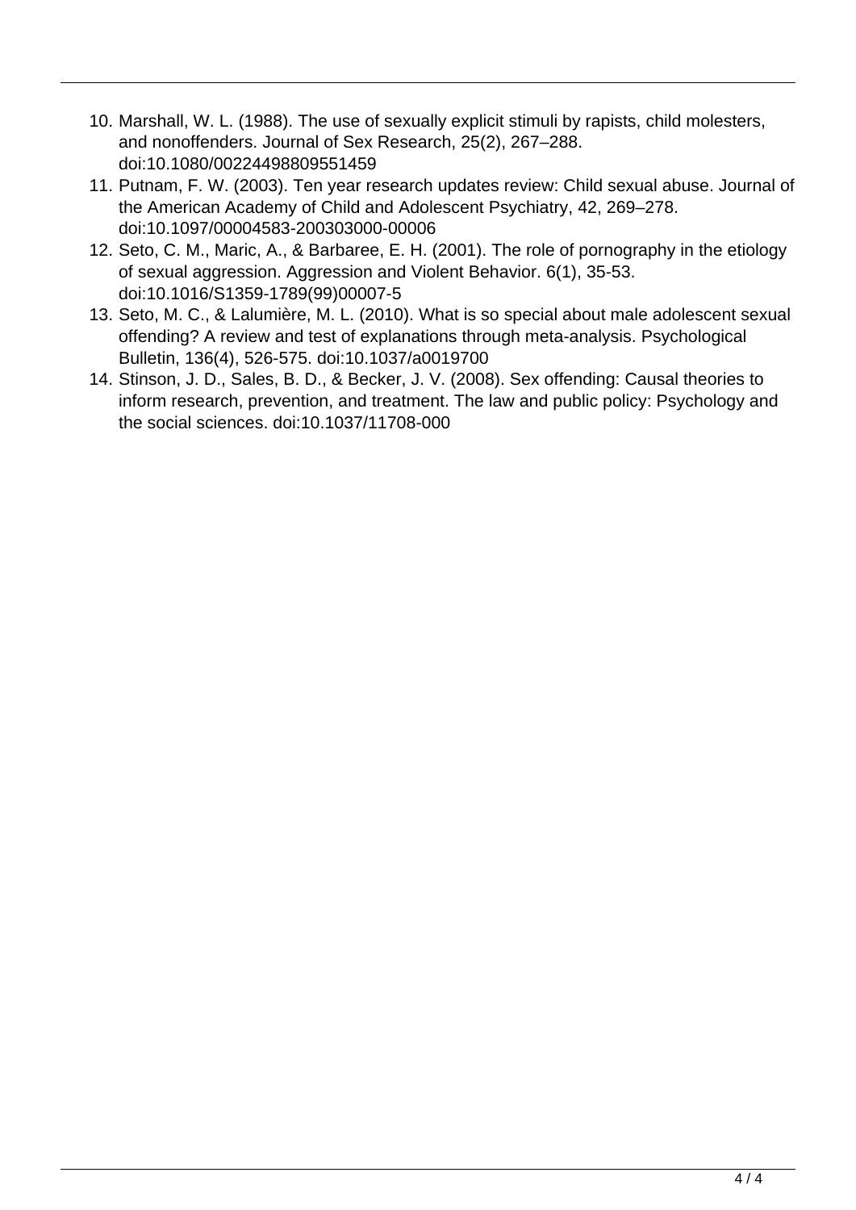10. Marshall, W. L. (1988). The use of sexually explicit stimuli by rapists, child molesters, and nonoffenders. Journal of Sex Research, 25(2), 267–288. doi:10.1080/00224498809551459
11. Putnam, F. W. (2003). Ten year research updates review: Child sexual abuse. Journal of the American Academy of Child and Adolescent Psychiatry, 42, 269–278. doi:10.1097/00004583-200303000-00006
12. Seto, C. M., Maric, A., & Barbaree, E. H. (2001). The role of pornography in the etiology of sexual aggression. Aggression and Violent Behavior. 6(1), 35-53. doi:10.1016/S1359-1789(99)00007-5
13. Seto, M. C., & Lalumière, M. L. (2010). What is so special about male adolescent sexual offending? A review and test of explanations through meta-analysis. Psychological Bulletin, 136(4), 526-575. doi:10.1037/a0019700
14. Stinson, J. D., Sales, B. D., & Becker, J. V. (2008). Sex offending: Causal theories to inform research, prevention, and treatment. The law and public policy: Psychology and the social sciences. doi:10.1037/11708-000